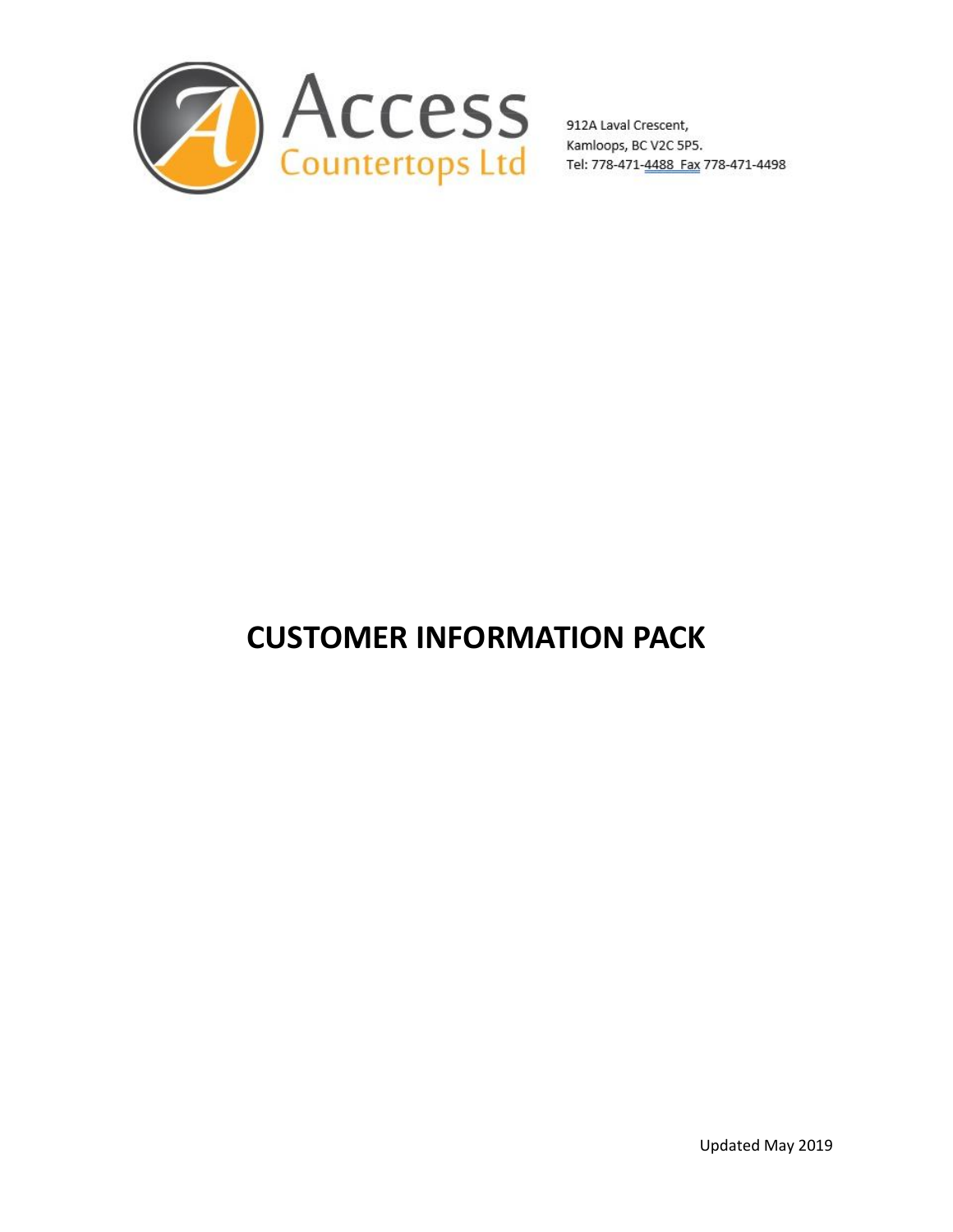Access Countertops Ltd

912A Laval Crescent,
Kamloops, BC V2C 5P5.
Tel: 778-471-4488 Fax 778-471-4498

# CUSTOMER INFORMATION PACK

Updated May 2019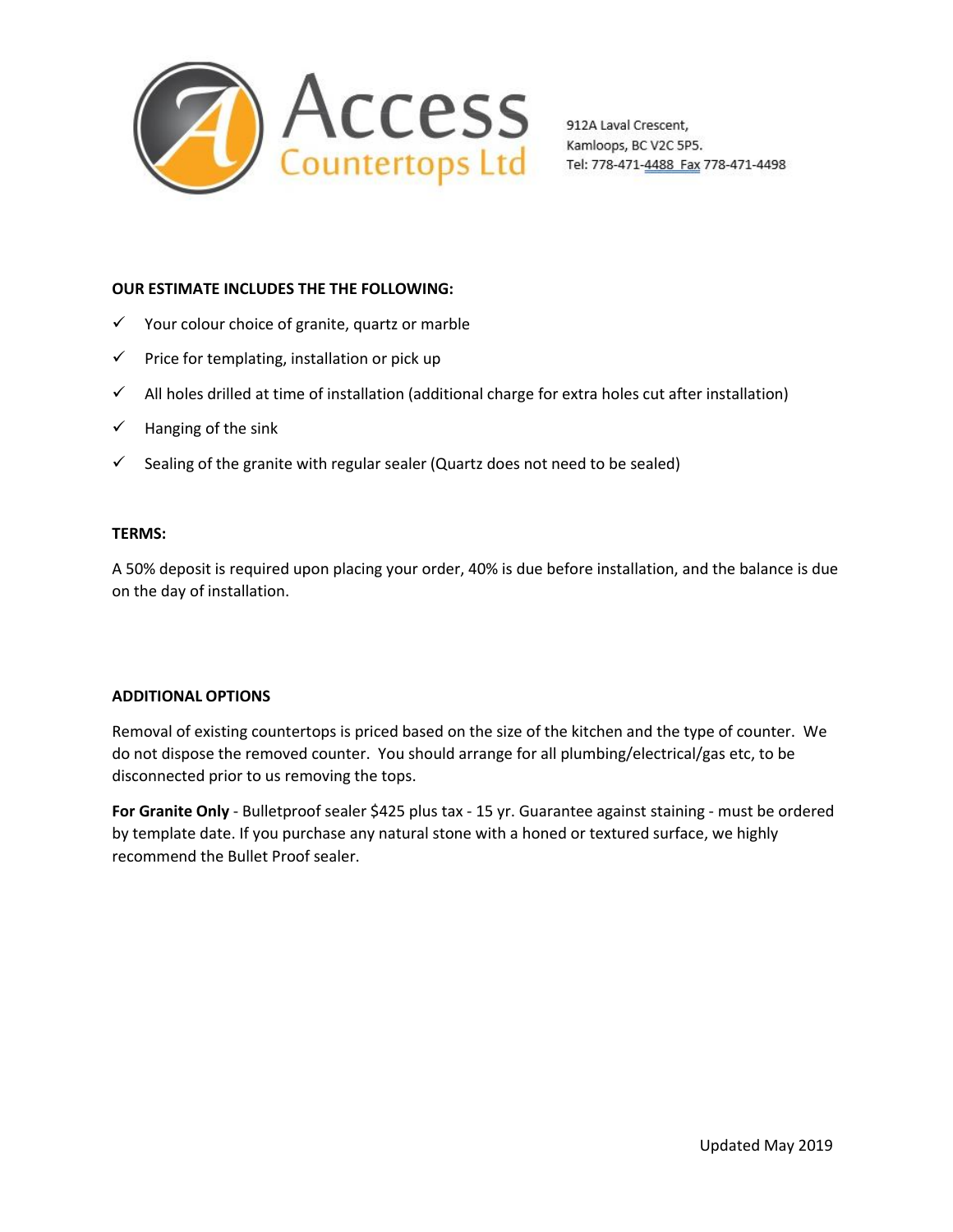Access Countertops Ltd

912A Laval Crescent,
Kamloops, BC V2C 5P5.
Tel: 778-471-4488 Fax 778-471-4498

**OUR ESTIMATE INCLUDES THE THE FOLLOWING:**

- ✓ Your colour choice of granite, quartz or marble
- ✓ Price for templating, installation or pick up
- ✓ All holes drilled at time of installation (additional charge for extra holes cut after installation)
- ✓ Hanging of the sink
- ✓ Sealing of the granite with regular sealer (Quartz does not need to be sealed)

**TERMS:**

A 50% deposit is required upon placing your order, 40% is due before installation, and the balance is due on the day of installation.

**ADDITIONAL OPTIONS**

Removal of existing countertops is priced based on the size of the kitchen and the type of counter. We do not dispose the removed counter. You should arrange for all plumbing/electrical/gas etc, to be disconnected prior to us removing the tops.

**For Granite Only** - Bulletproof sealer $425 plus tax - 15 yr. Guarantee against staining - must be ordered by template date. If you purchase any natural stone with a honed or textured surface, we highly recommend the Bullet Proof sealer.

Updated May 2019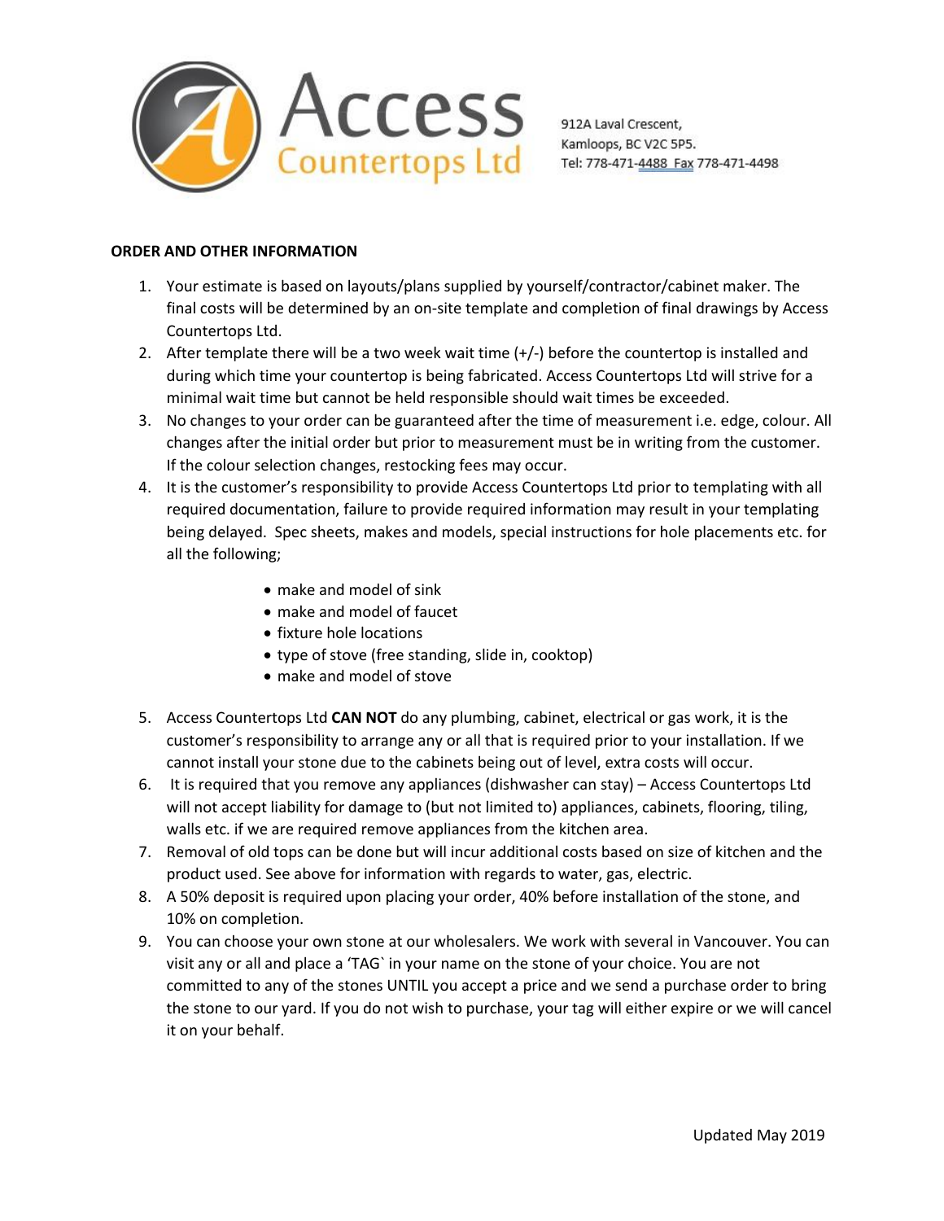Access Countertops Ltd

912A Laval Crescent,
Kamloops, BC V2C 5P5.
Tel: 778-471-4488 Fax 778-471-4498

**ORDER AND OTHER INFORMATION**

1. Your estimate is based on layouts/plans supplied by yourself/contractor/cabinet maker. The final costs will be determined by an on-site template and completion of final drawings by Access Countertops Ltd.
2. After template there will be a two week wait time (+/-) before the countertop is installed and during which time your countertop is being fabricated. Access Countertops Ltd will strive for a minimal wait time but cannot be held responsible should wait times be exceeded.
3. No changes to your order can be guaranteed after the time of measurement i.e. edge, colour. All changes after the initial order but prior to measurement must be in writing from the customer. If the colour selection changes, restocking fees may occur.
4. It is the customer's responsibility to provide Access Countertops Ltd prior to templating with all required documentation, failure to provide required information may result in your templating being delayed. Spec sheets, makes and models, special instructions for hole placements etc. for all the following;
   - make and model of sink
   - make and model of faucet
   - fixture hole locations
   - type of stove (free standing, slide in, cooktop)
   - make and model of stove
5. Access Countertops Ltd **CAN NOT** do any plumbing, cabinet, electrical or gas work, it is the customer's responsibility to arrange any or all that is required prior to your installation. If we cannot install your stone due to the cabinets being out of level, extra costs will occur.
6. It is required that you remove any appliances (dishwasher can stay) – Access Countertops Ltd will not accept liability for damage to (but not limited to) appliances, cabinets, flooring, tiling, walls etc. if we are required remove appliances from the kitchen area.
7. Removal of old tops can be done but will incur additional costs based on size of kitchen and the product used. See above for information with regards to water, gas, electric.
8. A 50% deposit is required upon placing your order, 40% before installation of the stone, and 10% on completion.
9. You can choose your own stone at our wholesalers. We work with several in Vancouver. You can visit any or all and place a 'TAG` in your name on the stone of your choice. You are not committed to any of the stones UNTIL you accept a price and we send a purchase order to bring the stone to our yard. If you do not wish to purchase, your tag will either expire or we will cancel it on your behalf.

Updated May 2019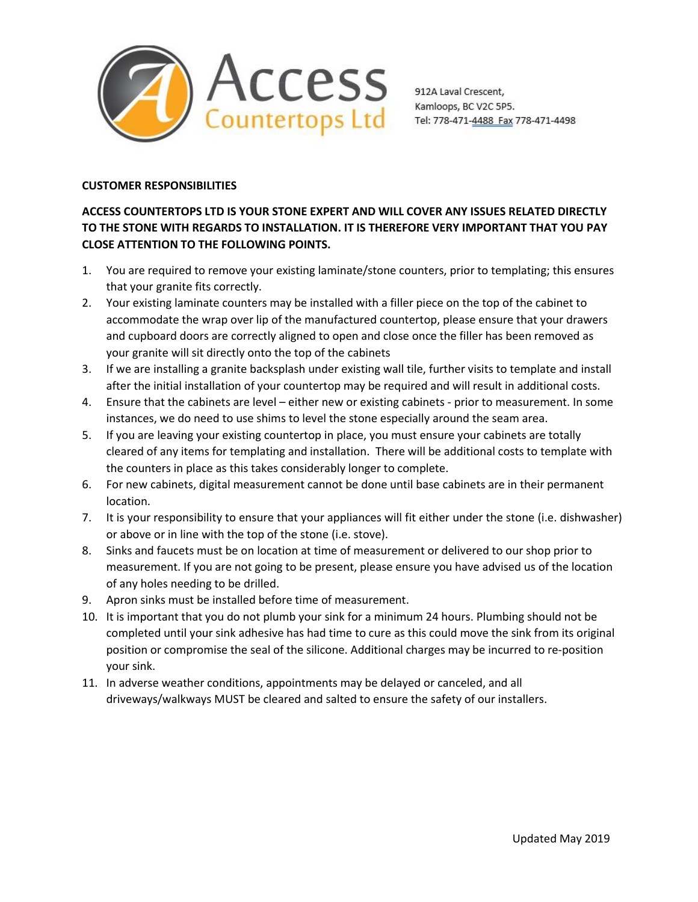Access Countertops Ltd

912A Laval Crescent,
Kamloops, BC V2C 5P5.
Tel: 778-471-4488 Fax 778-471-4498

**CUSTOMER RESPONSIBILITIES**

**ACCESS COUNTERTOPS LTD IS YOUR STONE EXPERT AND WILL COVER ANY ISSUES RELATED DIRECTLY TO THE STONE WITH REGARDS TO INSTALLATION. IT IS THEREFORE VERY IMPORTANT THAT YOU PAY CLOSE ATTENTION TO THE FOLLOWING POINTS.**

1. You are required to remove your existing laminate/stone counters, prior to templating; this ensures that your granite fits correctly.
2. Your existing laminate counters may be installed with a filler piece on the top of the cabinet to accommodate the wrap over lip of the manufactured countertop, please ensure that your drawers and cupboard doors are correctly aligned to open and close once the filler has been removed as your granite will sit directly onto the top of the cabinets
3. If we are installing a granite backsplash under existing wall tile, further visits to template and install after the initial installation of your countertop may be required and will result in additional costs.
4. Ensure that the cabinets are level – either new or existing cabinets - prior to measurement. In some instances, we do need to use shims to level the stone especially around the seam area.
5. If you are leaving your existing countertop in place, you must ensure your cabinets are totally cleared of any items for templating and installation. There will be additional costs to template with the counters in place as this takes considerably longer to complete.
6. For new cabinets, digital measurement cannot be done until base cabinets are in their permanent location.
7. It is your responsibility to ensure that your appliances will fit either under the stone (i.e. dishwasher) or above or in line with the top of the stone (i.e. stove).
8. Sinks and faucets must be on location at time of measurement or delivered to our shop prior to measurement. If you are not going to be present, please ensure you have advised us of the location of any holes needing to be drilled.
9. Apron sinks must be installed before time of measurement.
10. It is important that you do not plumb your sink for a minimum 24 hours. Plumbing should not be completed until your sink adhesive has had time to cure as this could move the sink from its original position or compromise the seal of the silicone. Additional charges may be incurred to re-position your sink.
11. In adverse weather conditions, appointments may be delayed or canceled, and all driveways/walkways MUST be cleared and salted to ensure the safety of our installers.

Updated May 2019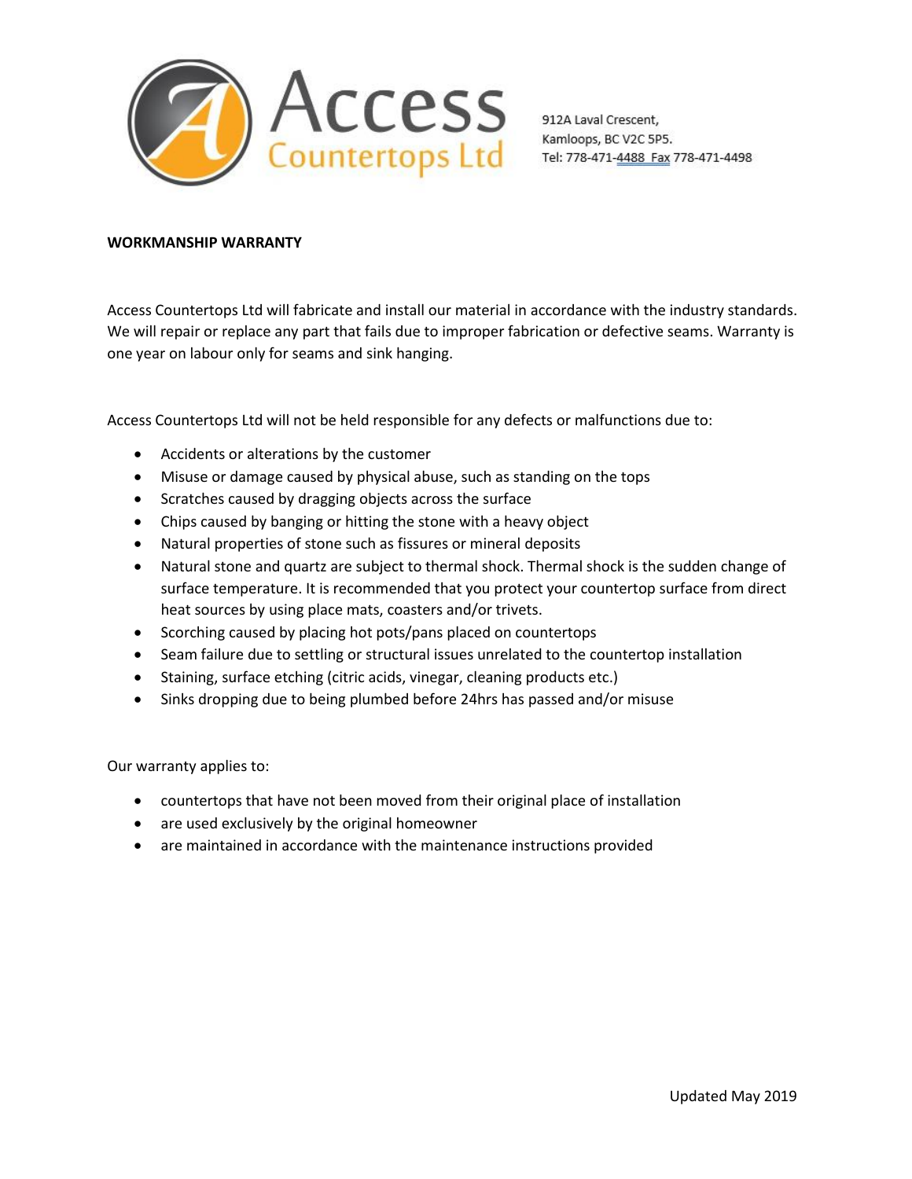Access Countertops Ltd

912A Laval Crescent,
Kamloops, BC V2C 5P5.
Tel: 778-471-4488 Fax 778-471-4498

**WORKMANSHIP WARRANTY**

Access Countertops Ltd will fabricate and install our material in accordance with the industry standards. We will repair or replace any part that fails due to improper fabrication or defective seams. Warranty is one year on labour only for seams and sink hanging.

Access Countertops Ltd will not be held responsible for any defects or malfunctions due to:

- Accidents or alterations by the customer
- Misuse or damage caused by physical abuse, such as standing on the tops
- Scratches caused by dragging objects across the surface
- Chips caused by banging or hitting the stone with a heavy object
- Natural properties of stone such as fissures or mineral deposits
- Natural stone and quartz are subject to thermal shock. Thermal shock is the sudden change of surface temperature. It is recommended that you protect your countertop surface from direct heat sources by using place mats, coasters and/or trivets.
- Scorching caused by placing hot pots/pans placed on countertops
- Seam failure due to settling or structural issues unrelated to the countertop installation
- Staining, surface etching (citric acids, vinegar, cleaning products etc.)
- Sinks dropping due to being plumbed before 24hrs has passed and/or misuse

Our warranty applies to:

- countertops that have not been moved from their original place of installation
- are used exclusively by the original homeowner
- are maintained in accordance with the maintenance instructions provided

Updated May 2019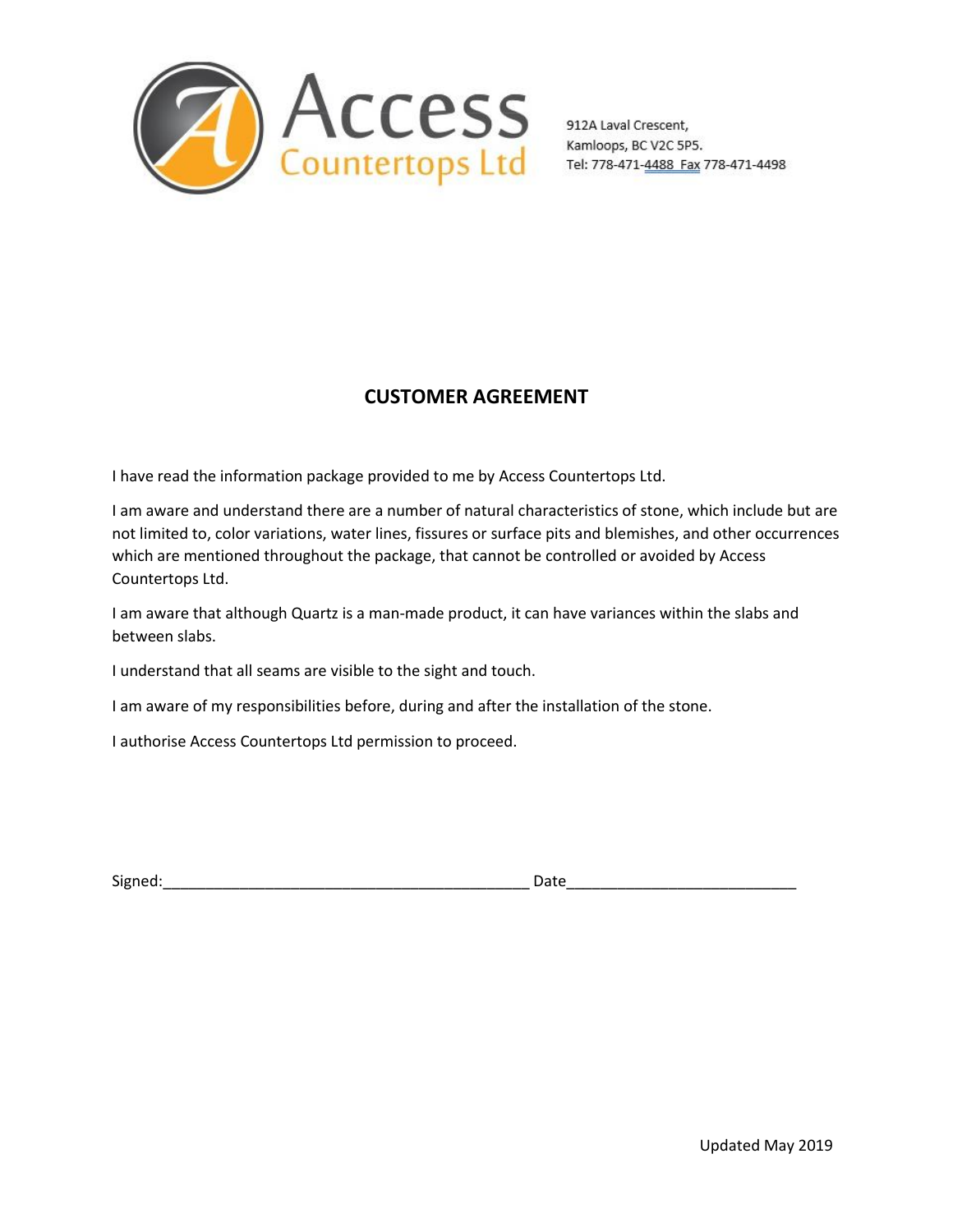Access Countertops Ltd

912A Laval Crescent,
Kamloops, BC V2C 5P5.
Tel: 778-471-4488 Fax 778-471-4498

## CUSTOMER AGREEMENT

I have read the information package provided to me by Access Countertops Ltd.

I am aware and understand there are a number of natural characteristics of stone, which include but are not limited to, color variations, water lines, fissures or surface pits and blemishes, and other occurrences which are mentioned throughout the package, that cannot be controlled or avoided by Access Countertops Ltd.

I am aware that although Quartz is a man-made product, it can have variances within the slabs and between slabs.

I understand that all seams are visible to the sight and touch.

I am aware of my responsibilities before, during and after the installation of the stone.

I authorise Access Countertops Ltd permission to proceed.

Signed:___________________________________________ Date__________________________

Updated May 2019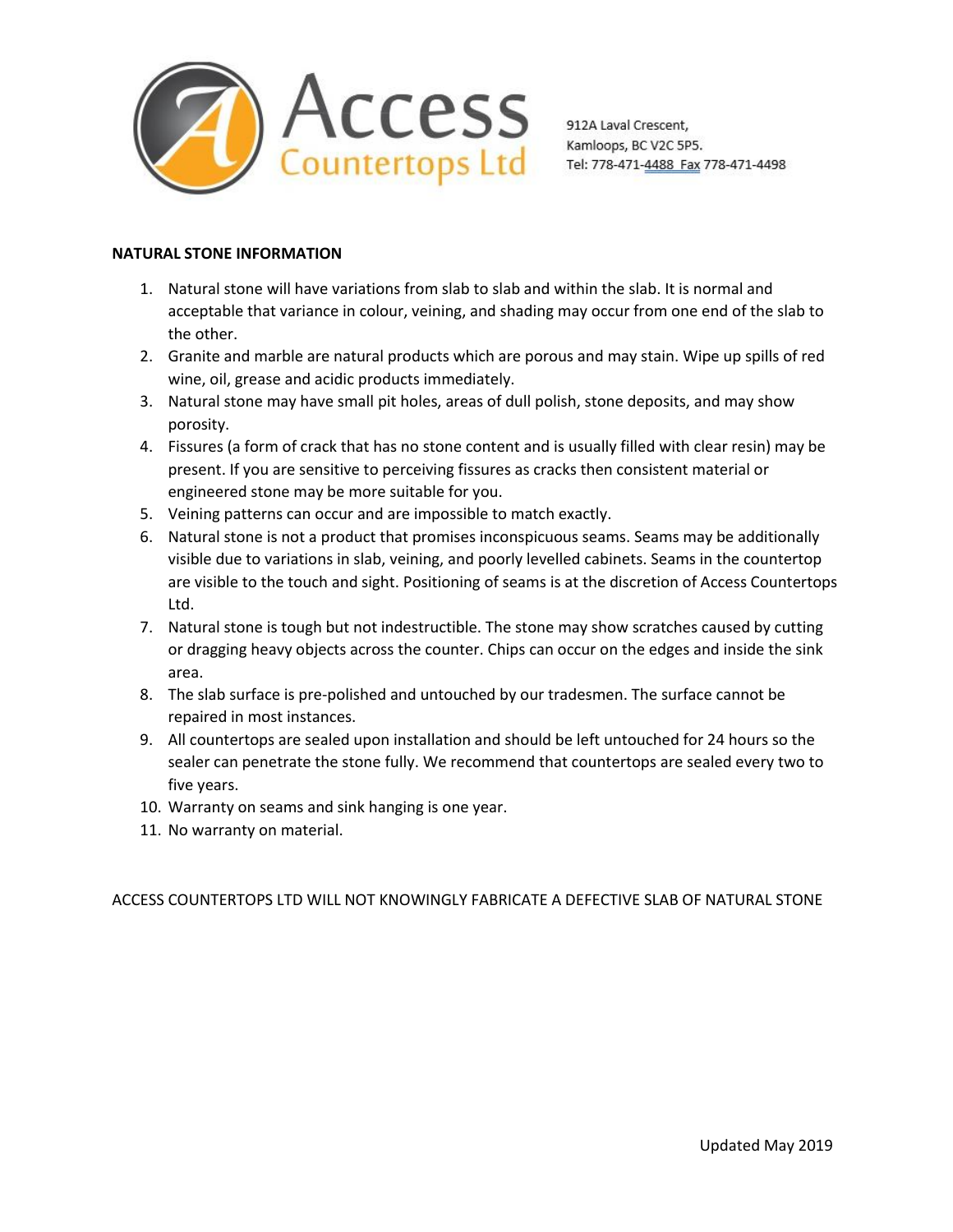Access
Countertops Ltd

912A Laval Crescent,
Kamloops, BC V2C 5P5.
Tel: 778-471-4488 Fax 778-471-4498

**NATURAL STONE INFORMATION**

1. Natural stone will have variations from slab to slab and within the slab. It is normal and acceptable that variance in colour, veining, and shading may occur from one end of the slab to the other.
2. Granite and marble are natural products which are porous and may stain. Wipe up spills of red wine, oil, grease and acidic products immediately.
3. Natural stone may have small pit holes, areas of dull polish, stone deposits, and may show porosity.
4. Fissures (a form of crack that has no stone content and is usually filled with clear resin) may be present. If you are sensitive to perceiving fissures as cracks then consistent material or engineered stone may be more suitable for you.
5. Veining patterns can occur and are impossible to match exactly.
6. Natural stone is not a product that promises inconspicuous seams. Seams may be additionally visible due to variations in slab, veining, and poorly levelled cabinets. Seams in the countertop are visible to the touch and sight. Positioning of seams is at the discretion of Access Countertops Ltd.
7. Natural stone is tough but not indestructible. The stone may show scratches caused by cutting or dragging heavy objects across the counter. Chips can occur on the edges and inside the sink area.
8. The slab surface is pre-polished and untouched by our tradesmen. The surface cannot be repaired in most instances.
9. All countertops are sealed upon installation and should be left untouched for 24 hours so the sealer can penetrate the stone fully. We recommend that countertops are sealed every two to five years.
10. Warranty on seams and sink hanging is one year.
11. No warranty on material.

ACCESS COUNTERTOPS LTD WILL NOT KNOWINGLY FABRICATE A DEFECTIVE SLAB OF NATURAL STONE

Updated May 2019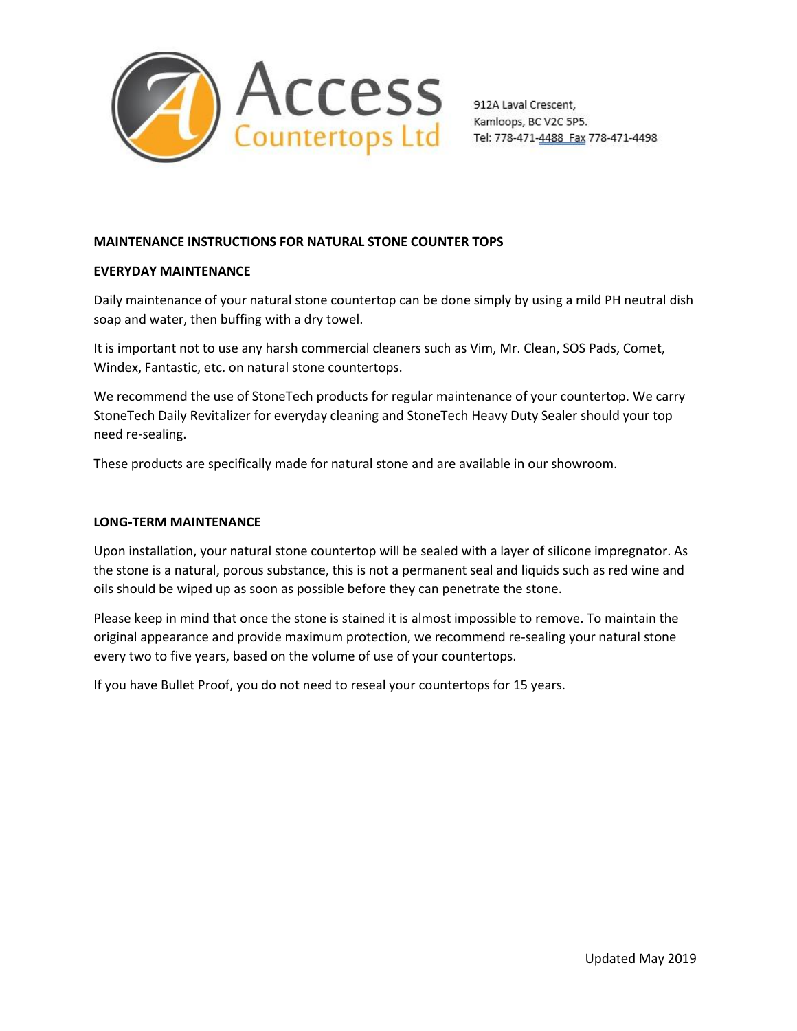Access Countertops Ltd

912A Laval Crescent,
Kamloops, BC V2C 5P5.
Tel: 778-471-4488 Fax 778-471-4498

**MAINTENANCE INSTRUCTIONS FOR NATURAL STONE COUNTER TOPS**

**EVERYDAY MAINTENANCE**

Daily maintenance of your natural stone countertop can be done simply by using a mild PH neutral dish soap and water, then buffing with a dry towel.

It is important not to use any harsh commercial cleaners such as Vim, Mr. Clean, SOS Pads, Comet, Windex, Fantastic, etc. on natural stone countertops.

We recommend the use of StoneTech products for regular maintenance of your countertop. We carry StoneTech Daily Revitalizer for everyday cleaning and StoneTech Heavy Duty Sealer should your top need re-sealing.

These products are specifically made for natural stone and are available in our showroom.

**LONG-TERM MAINTENANCE**

Upon installation, your natural stone countertop will be sealed with a layer of silicone impregnator. As the stone is a natural, porous substance, this is not a permanent seal and liquids such as red wine and oils should be wiped up as soon as possible before they can penetrate the stone.

Please keep in mind that once the stone is stained it is almost impossible to remove. To maintain the original appearance and provide maximum protection, we recommend re-sealing your natural stone every two to five years, based on the volume of use of your countertops.

If you have Bullet Proof, you do not need to reseal your countertops for 15 years.

Updated May 2019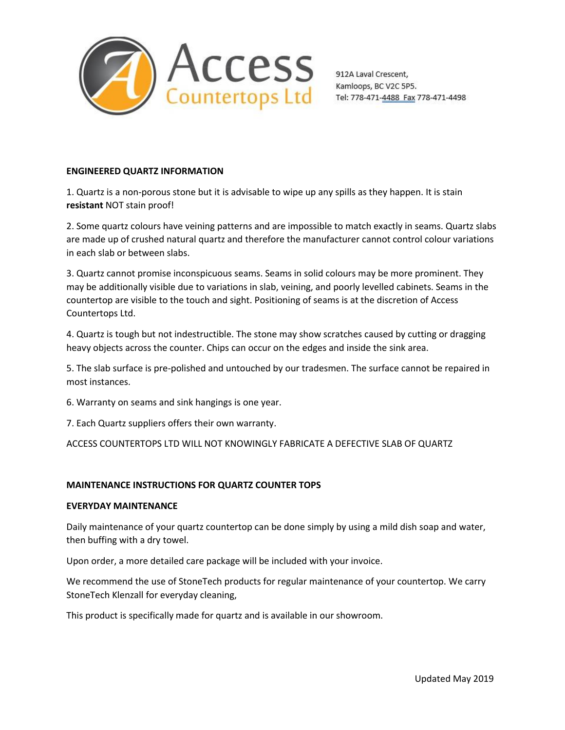Access Countertops Ltd

912A Laval Crescent,
Kamloops, BC V2C 5P5.
Tel: 778-471-4488 Fax 778-471-4498

**ENGINEERED QUARTZ INFORMATION**

1. Quartz is a non-porous stone but it is advisable to wipe up any spills as they happen. It is stain **resistant** NOT stain proof!

2. Some quartz colours have veining patterns and are impossible to match exactly in seams. Quartz slabs are made up of crushed natural quartz and therefore the manufacturer cannot control colour variations in each slab or between slabs.

3. Quartz cannot promise inconspicuous seams. Seams in solid colours may be more prominent. They may be additionally visible due to variations in slab, veining, and poorly levelled cabinets. Seams in the countertop are visible to the touch and sight. Positioning of seams is at the discretion of Access Countertops Ltd.

4. Quartz is tough but not indestructible. The stone may show scratches caused by cutting or dragging heavy objects across the counter. Chips can occur on the edges and inside the sink area.

5. The slab surface is pre-polished and untouched by our tradesmen. The surface cannot be repaired in most instances.

6. Warranty on seams and sink hangings is one year.

7. Each Quartz suppliers offers their own warranty.

ACCESS COUNTERTOPS LTD WILL NOT KNOWINGLY FABRICATE A DEFECTIVE SLAB OF QUARTZ

**MAINTENANCE INSTRUCTIONS FOR QUARTZ COUNTER TOPS**

**EVERYDAY MAINTENANCE**

Daily maintenance of your quartz countertop can be done simply by using a mild dish soap and water, then buffing with a dry towel.

Upon order, a more detailed care package will be included with your invoice.

We recommend the use of StoneTech products for regular maintenance of your countertop. We carry StoneTech Klenzall for everyday cleaning,

This product is specifically made for quartz and is available in our showroom.

Updated May 2019